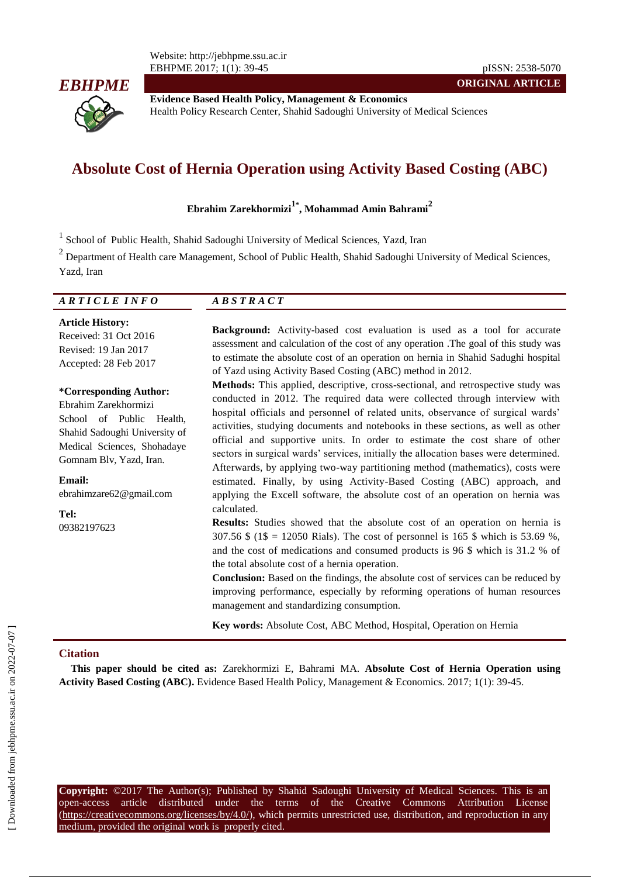**ORIGINAL ARTICLE**

**Evidence Based Health Policy, Management & Economics**
Health Policy Research Center, Shahid Sadoughi University of Medical Sciences

# Absolute Cost of Hernia Operation using Activity Based Costing (ABC)

**Ebrahim Zarekhormizi[1*], Mohammad Amin Bahrami[2]**

[1] School of Public Health, Shahid Sadoughi University of Medical Sciences, Yazd, Iran

[2] Department of Health care Management, School of Public Health, Shahid Sadoughi University of Medical Sciences, Yazd, Iran

## *ARTICLE INFO*

**Article History:**
Received: 31 Oct 2016
Revised: 19 Jan 2017
Accepted: 28 Feb 2017

**\*Corresponding Author:**
Ebrahim Zarekhormizi
School of Public Health, Shahid Sadoughi University of Medical Sciences, Shohadaye Gomnam Blv, Yazd, Iran.

**Email:**
ebrahimzare62@gmail.com

**Tel:**
09382197623

## *ABSTRACT*

**Background:** Activity-based cost evaluation is used as a tool for accurate assessment and calculation of the cost of any operation .The goal of this study was to estimate the absolute cost of an operation on hernia in Shahid Sadughi hospital of Yazd using Activity Based Costing (ABC) method in 2012.

**Methods:** This applied, descriptive, cross-sectional, and retrospective study was conducted in 2012. The required data were collected through interview with hospital officials and personnel of related units, observance of surgical wards' activities, studying documents and notebooks in these sections, as well as other official and supportive units. In order to estimate the cost share of other sectors in surgical wards' services, initially the allocation bases were determined. Afterwards, by applying two-way partitioning method (mathematics), costs were estimated. Finally, by using Activity-Based Costing (ABC) approach, and applying the Excell software, the absolute cost of an operation on hernia was calculated.

**Results:** Studies showed that the absolute cost of an operation on hernia is 307.56 $ (1$ = 12050 Rials). The cost of personnel is 165 $ which is 53.69 %, and the cost of medications and consumed products is 96 $ which is 31.2 % of the total absolute cost of a hernia operation.

**Conclusion:** Based on the findings, the absolute cost of services can be reduced by improving performance, especially by reforming operations of human resources management and standardizing consumption.

**Key words:** Absolute Cost, ABC Method, Hospital, Operation on Hernia

## Citation

**This paper should be cited as:** Zarekhormizi E, Bahrami MA. **Absolute Cost of Hernia Operation using Activity Based Costing (ABC).** Evidence Based Health Policy, Management & Economics. 2017; 1(1): 39-45.

**Copyright:** ©2017 The Author(s); Published by Shahid Sadoughi University of Medical Sciences. This is an open-access article distributed under the terms of the Creative Commons Attribution License (https://creativecommons.org/licenses/by/4.0/), which permits unrestricted use, distribution, and reproduction in any medium, provided the original work is properly cited.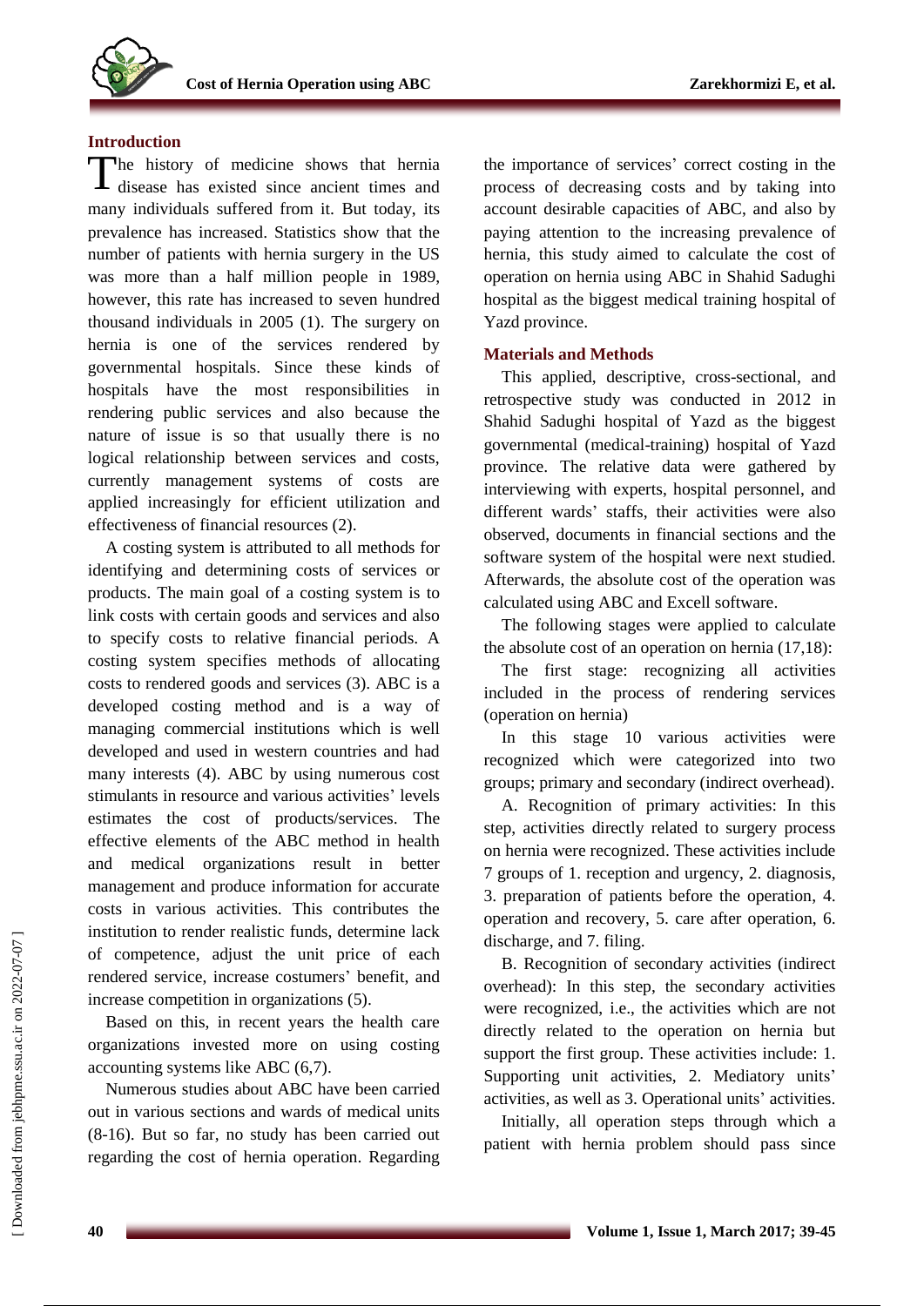## Introduction

The history of medicine shows that hernia disease has existed since ancient times and many individuals suffered from it. But today, its prevalence has increased. Statistics show that the number of patients with hernia surgery in the US was more than a half million people in 1989, however, this rate has increased to seven hundred thousand individuals in 2005 (1). The surgery on hernia is one of the services rendered by governmental hospitals. Since these kinds of hospitals have the most responsibilities in rendering public services and also because the nature of issue is so that usually there is no logical relationship between services and costs, currently management systems of costs are applied increasingly for efficient utilization and effectiveness of financial resources (2).

A costing system is attributed to all methods for identifying and determining costs of services or products. The main goal of a costing system is to link costs with certain goods and services and also to specify costs to relative financial periods. A costing system specifies methods of allocating costs to rendered goods and services (3). ABC is a developed costing method and is a way of managing commercial institutions which is well developed and used in western countries and had many interests (4). ABC by using numerous cost stimulants in resource and various activities' levels estimates the cost of products/services. The effective elements of the ABC method in health and medical organizations result in better management and produce information for accurate costs in various activities. This contributes the institution to render realistic funds, determine lack of competence, adjust the unit price of each rendered service, increase costumers' benefit, and increase competition in organizations (5).

Based on this, in recent years the health care organizations invested more on using costing accounting systems like ABC (6,7).

Numerous studies about ABC have been carried out in various sections and wards of medical units (8-16). But so far, no study has been carried out regarding the cost of hernia operation. Regarding the importance of services' correct costing in the process of decreasing costs and by taking into account desirable capacities of ABC, and also by paying attention to the increasing prevalence of hernia, this study aimed to calculate the cost of operation on hernia using ABC in Shahid Sadughi hospital as the biggest medical training hospital of Yazd province.

## Materials and Methods

This applied, descriptive, cross-sectional, and retrospective study was conducted in 2012 in Shahid Sadughi hospital of Yazd as the biggest governmental (medical-training) hospital of Yazd province. The relative data were gathered by interviewing with experts, hospital personnel, and different wards' staffs, their activities were also observed, documents in financial sections and the software system of the hospital were next studied. Afterwards, the absolute cost of the operation was calculated using ABC and Excell software.

The following stages were applied to calculate the absolute cost of an operation on hernia (17,18):

The first stage: recognizing all activities included in the process of rendering services (operation on hernia)

In this stage 10 various activities were recognized which were categorized into two groups; primary and secondary (indirect overhead).

A. Recognition of primary activities: In this step, activities directly related to surgery process on hernia were recognized. These activities include 7 groups of 1. reception and urgency, 2. diagnosis, 3. preparation of patients before the operation, 4. operation and recovery, 5. care after operation, 6. discharge, and 7. filing.

B. Recognition of secondary activities (indirect overhead): In this step, the secondary activities were recognized, i.e., the activities which are not directly related to the operation on hernia but support the first group. These activities include: 1. Supporting unit activities, 2. Mediatory units' activities, as well as 3. Operational units' activities.

Initially, all operation steps through which a patient with hernia problem should pass since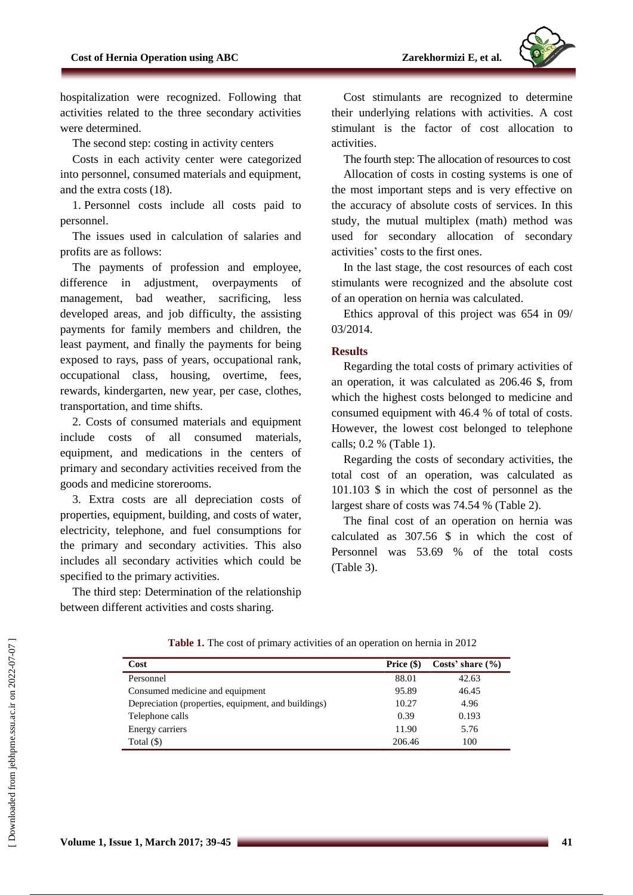hospitalization were recognized. Following that activities related to the three secondary activities were determined.

The second step: costing in activity centers

Costs in each activity center were categorized into personnel, consumed materials and equipment, and the extra costs (18).

1. Personnel costs include all costs paid to personnel.

The issues used in calculation of salaries and profits are as follows:

The payments of profession and employee, difference in adjustment, overpayments of management, bad weather, sacrificing, less developed areas, and job difficulty, the assisting payments for family members and children, the least payment, and finally the payments for being exposed to rays, pass of years, occupational rank, occupational class, housing, overtime, fees, rewards, kindergarten, new year, per case, clothes, transportation, and time shifts.

2. Costs of consumed materials and equipment include costs of all consumed materials, equipment, and medications in the centers of primary and secondary activities received from the goods and medicine storerooms.

3. Extra costs are all depreciation costs of properties, equipment, building, and costs of water, electricity, telephone, and fuel consumptions for the primary and secondary activities. This also includes all secondary activities which could be specified to the primary activities.

The third step: Determination of the relationship between different activities and costs sharing.

Cost stimulants are recognized to determine their underlying relations with activities. A cost stimulant is the factor of cost allocation to activities.

The fourth step: The allocation of resources to cost

Allocation of costs in costing systems is one of the most important steps and is very effective on the accuracy of absolute costs of services. In this study, the mutual multiplex (math) method was used for secondary allocation of secondary activities' costs to the first ones.

In the last stage, the cost resources of each cost stimulants were recognized and the absolute cost of an operation on hernia was calculated.

Ethics approval of this project was 654 in 09/ 03/2014.

## Results

Regarding the total costs of primary activities of an operation, it was calculated as 206.46 $, from which the highest costs belonged to medicine and consumed equipment with 46.4 % of total of costs. However, the lowest cost belonged to telephone calls; 0.2 % (Table 1).

Regarding the costs of secondary activities, the total cost of an operation, was calculated as 101.103 $ in which the cost of personnel as the largest share of costs was 74.54 % (Table 2).

The final cost of an operation on hernia was calculated as 307.56 $ in which the cost of Personnel was 53.69 % of the total costs (Table 3).

**Table 1.** The cost of primary activities of an operation on hernia in 2012

| Cost | Price ($) | Costs' share (%) |
|---|---|---|
| Personnel | 88.01 | 42.63 |
| Consumed medicine and equipment | 95.89 | 46.45 |
| Depreciation (properties, equipment, and buildings) | 10.27 | 4.96 |
| Telephone calls | 0.39 | 0.193 |
| Energy carriers | 11.90 | 5.76 |
| Total ($) | 206.46 | 100 |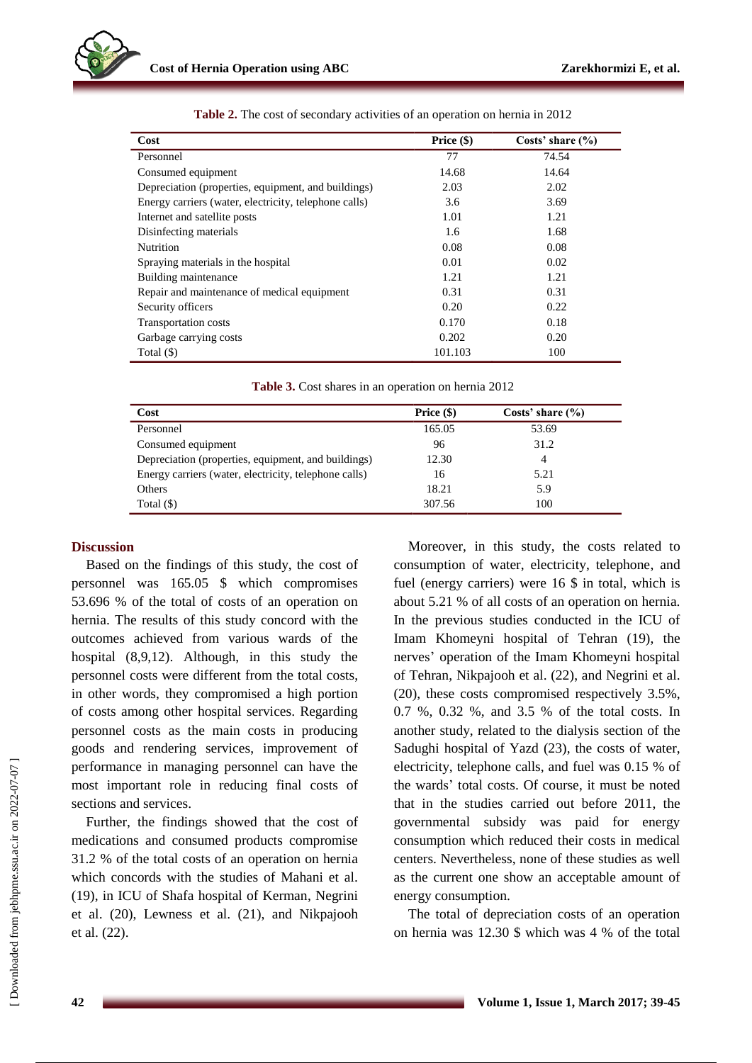**Table 2.** The cost of secondary activities of an operation on hernia in 2012

| Cost | Price ($) | Costs' share (%) |
|---|---|---|
| Personnel | 77 | 74.54 |
| Consumed equipment | 14.68 | 14.64 |
| Depreciation (properties, equipment, and buildings) | 2.03 | 2.02 |
| Energy carriers (water, electricity, telephone calls) | 3.6 | 3.69 |
| Internet and satellite posts | 1.01 | 1.21 |
| Disinfecting materials | 1.6 | 1.68 |
| Nutrition | 0.08 | 0.08 |
| Spraying materials in the hospital | 0.01 | 0.02 |
| Building maintenance | 1.21 | 1.21 |
| Repair and maintenance of medical equipment | 0.31 | 0.31 |
| Security officers | 0.20 | 0.22 |
| Transportation costs | 0.170 | 0.18 |
| Garbage carrying costs | 0.202 | 0.20 |
| Total ($) | 101.103 | 100 |

**Table 3.** Cost shares in an operation on hernia 2012

| Cost | Price ($) | Costs' share (%) |
|---|---|---|
| Personnel | 165.05 | 53.69 |
| Consumed equipment | 96 | 31.2 |
| Depreciation (properties, equipment, and buildings) | 12.30 | 4 |
| Energy carriers (water, electricity, telephone calls) | 16 | 5.21 |
| Others | 18.21 | 5.9 |
| Total ($) | 307.56 | 100 |

## Discussion

Based on the findings of this study, the cost of personnel was 165.05 $ which compromises 53.696 % of the total of costs of an operation on hernia. The results of this study concord with the outcomes achieved from various wards of the hospital (8,9,12). Although, in this study the personnel costs were different from the total costs, in other words, they compromised a high portion of costs among other hospital services. Regarding personnel costs as the main costs in producing goods and rendering services, improvement of performance in managing personnel can have the most important role in reducing final costs of sections and services.

Further, the findings showed that the cost of medications and consumed products compromise 31.2 % of the total costs of an operation on hernia which concords with the studies of Mahani et al. (19), in ICU of Shafa hospital of Kerman, Negrini et al. (20), Lewness et al. (21), and Nikpajooh et al. (22).

Moreover, in this study, the costs related to consumption of water, electricity, telephone, and fuel (energy carriers) were 16 $ in total, which is about 5.21 % of all costs of an operation on hernia. In the previous studies conducted in the ICU of Imam Khomeyni hospital of Tehran (19), the nerves' operation of the Imam Khomeyni hospital of Tehran, Nikpajooh et al. (22), and Negrini et al. (20), these costs compromised respectively 3.5%, 0.7 %, 0.32 %, and 3.5 % of the total costs. In another study, related to the dialysis section of the Sadughi hospital of Yazd (23), the costs of water, electricity, telephone calls, and fuel was 0.15 % of the wards' total costs. Of course, it must be noted that in the studies carried out before 2011, the governmental subsidy was paid for energy consumption which reduced their costs in medical centers. Nevertheless, none of these studies as well as the current one show an acceptable amount of energy consumption.

The total of depreciation costs of an operation on hernia was 12.30 $ which was 4 % of the total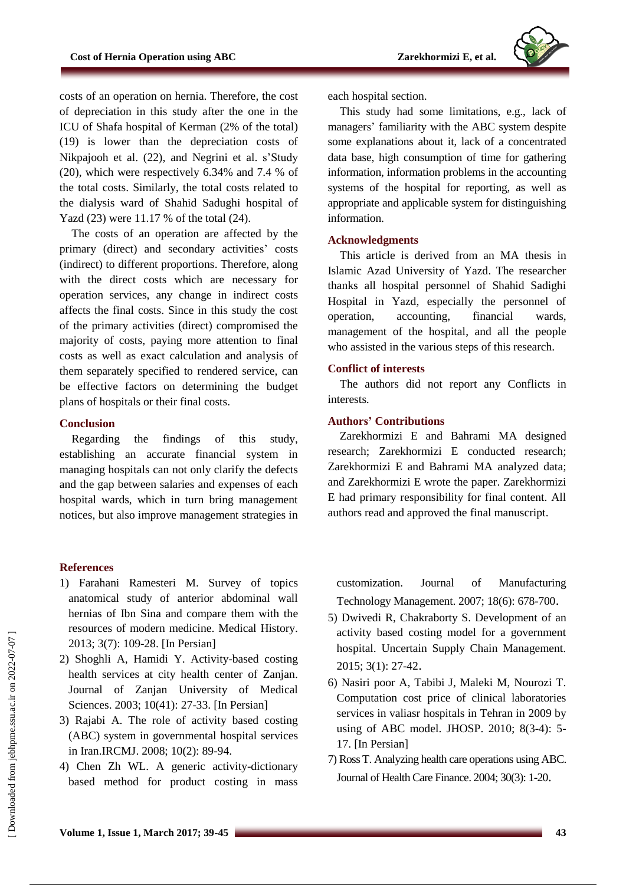costs of an operation on hernia. Therefore, the cost of depreciation in this study after the one in the ICU of Shafa hospital of Kerman (2% of the total) (19) is lower than the depreciation costs of Nikpajooh et al. (22), and Negrini et al. s'Study (20), which were respectively 6.34% and 7.4 % of the total costs. Similarly, the total costs related to the dialysis ward of Shahid Sadughi hospital of Yazd (23) were 11.17 % of the total (24).

The costs of an operation are affected by the primary (direct) and secondary activities' costs (indirect) to different proportions. Therefore, along with the direct costs which are necessary for operation services, any change in indirect costs affects the final costs. Since in this study the cost of the primary activities (direct) compromised the majority of costs, paying more attention to final costs as well as exact calculation and analysis of them separately specified to rendered service, can be effective factors on determining the budget plans of hospitals or their final costs.

## Conclusion

Regarding the findings of this study, establishing an accurate financial system in managing hospitals can not only clarify the defects and the gap between salaries and expenses of each hospital wards, which in turn bring management notices, but also improve management strategies in each hospital section.

This study had some limitations, e.g., lack of managers' familiarity with the ABC system despite some explanations about it, lack of a concentrated data base, high consumption of time for gathering information, information problems in the accounting systems of the hospital for reporting, as well as appropriate and applicable system for distinguishing information.

## Acknowledgments

This article is derived from an MA thesis in Islamic Azad University of Yazd. The researcher thanks all hospital personnel of Shahid Sadighi Hospital in Yazd, especially the personnel of operation, accounting, financial wards, management of the hospital, and all the people who assisted in the various steps of this research.

## Conflict of interests

The authors did not report any Conflicts in interests.

## Authors' Contributions

Zarekhormizi E and Bahrami MA designed research; Zarekhormizi E conducted research; Zarekhormizi E and Bahrami MA analyzed data; and Zarekhormizi E wrote the paper. Zarekhormizi E had primary responsibility for final content. All authors read and approved the final manuscript.

## References

1) Farahani Ramesteri M. Survey of topics anatomical study of anterior abdominal wall hernias of Ibn Sina and compare them with the resources of modern medicine. Medical History. 2013; 3(7): 109-28. [In Persian]
2) Shoghli A, Hamidi Y. Activity-based costing health services at city health center of Zanjan. Journal of Zanjan University of Medical Sciences. 2003; 10(41): 27-33. [In Persian]
3) Rajabi A. The role of activity based costing (ABC) system in governmental hospital services in Iran.IRCMJ. 2008; 10(2): 89-94.
4) Chen Zh WL. A generic activity-dictionary based method for product costing in mass customization. Journal of Manufacturing Technology Management. 2007; 18(6): 678-700.
5) Dwivedi R, Chakraborty S. Development of an activity based costing model for a government hospital. Uncertain Supply Chain Management. 2015; 3(1): 27-42.
6) Nasiri poor A, Tabibi J, Maleki M, Nourozi T. Computation cost price of clinical laboratories services in valiasr hospitals in Tehran in 2009 by using of ABC model. JHOSP. 2010; 8(3-4): 5-17. [In Persian]
7) Ross T. Analyzing health care operations using ABC. Journal of Health Care Finance. 2004; 30(3): 1-20.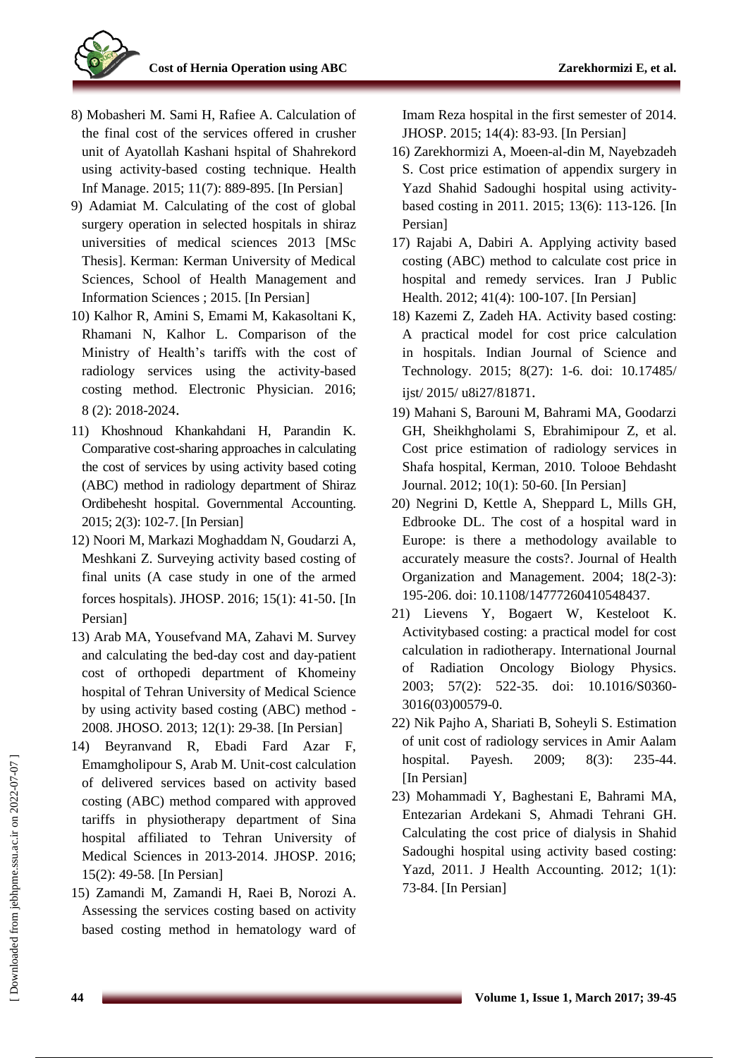8) Mobasheri M. Sami H, Rafiee A. Calculation of the final cost of the services offered in crusher unit of Ayatollah Kashani hspital of Shahrekord using activity-based costing technique. Health Inf Manage. 2015; 11(7): 889-895. [In Persian]
9) Adamiat M. Calculating of the cost of global surgery operation in selected hospitals in shiraz universities of medical sciences 2013 [MSc Thesis]. Kerman: Kerman University of Medical Sciences, School of Health Management and Information Sciences ; 2015. [In Persian]
10) Kalhor R, Amini S, Emami M, Kakasoltani K, Rhamani N, Kalhor L. Comparison of the Ministry of Health's tariffs with the cost of radiology services using the activity-based costing method. Electronic Physician. 2016; 8 (2): 2018-2024.
11) Khoshnoud Khankahdani H, Parandin K. Comparative cost-sharing approaches in calculating the cost of services by using activity based coting (ABC) method in radiology department of Shiraz Ordibehesht hospital. Governmental Accounting. 2015; 2(3): 102-7. [In Persian]
12) Noori M, Markazi Moghaddam N, Goudarzi A, Meshkani Z. Surveying activity based costing of final units (A case study in one of the armed forces hospitals). JHOSP. 2016; 15(1): 41-50. [In Persian]
13) Arab MA, Yousefvand MA, Zahavi M. Survey and calculating the bed-day cost and day-patient cost of orthopedi department of Khomeiny hospital of Tehran University of Medical Science by using activity based costing (ABC) method - 2008. JHOSO. 2013; 12(1): 29-38. [In Persian]
14) Beyranvand R, Ebadi Fard Azar F, Emamgholipour S, Arab M. Unit-cost calculation of delivered services based on activity based costing (ABC) method compared with approved tariffs in physiotherapy department of Sina hospital affiliated to Tehran University of Medical Sciences in 2013-2014. JHOSP. 2016; 15(2): 49-58. [In Persian]
15) Zamandi M, Zamandi H, Raei B, Norozi A. Assessing the services costing based on activity based costing method in hematology ward of Imam Reza hospital in the first semester of 2014. JHOSP. 2015; 14(4): 83-93. [In Persian]
16) Zarekhormizi A, Moeen-al-din M, Nayebzadeh S. Cost price estimation of appendix surgery in Yazd Shahid Sadoughi hospital using activity-based costing in 2011. 2015; 13(6): 113-126. [In Persian]
17) Rajabi A, Dabiri A. Applying activity based costing (ABC) method to calculate cost price in hospital and remedy services. Iran J Public Health. 2012; 41(4): 100-107. [In Persian]
18) Kazemi Z, Zadeh HA. Activity based costing: A practical model for cost price calculation in hospitals. Indian Journal of Science and Technology. 2015; 8(27): 1-6. doi: 10.17485/ ijst/ 2015/ u8i27/81871.
19) Mahani S, Barouni M, Bahrami MA, Goodarzi GH, Sheikhgholami S, Ebrahimipour Z, et al. Cost price estimation of radiology services in Shafa hospital, Kerman, 2010. Tolooe Behdasht Journal. 2012; 10(1): 50-60. [In Persian]
20) Negrini D, Kettle A, Sheppard L, Mills GH, Edbrooke DL. The cost of a hospital ward in Europe: is there a methodology available to accurately measure the costs?. Journal of Health Organization and Management. 2004; 18(2-3): 195-206. doi: 10.1108/14777260410548437.
21) Lievens Y, Bogaert W, Kesteloot K. Activitybased costing: a practical model for cost calculation in radiotherapy. International Journal of Radiation Oncology Biology Physics. 2003; 57(2): 522-35. doi: 10.1016/S0360-3016(03)00579-0.
22) Nik Pajho A, Shariati B, Soheyli S. Estimation of unit cost of radiology services in Amir Aalam hospital. Payesh. 2009; 8(3): 235-44. [In Persian]
23) Mohammadi Y, Baghestani E, Bahrami MA, Entezarian Ardekani S, Ahmadi Tehrani GH. Calculating the cost price of dialysis in Shahid Sadoughi hospital using activity based costing: Yazd, 2011. J Health Accounting. 2012; 1(1): 73-84. [In Persian]